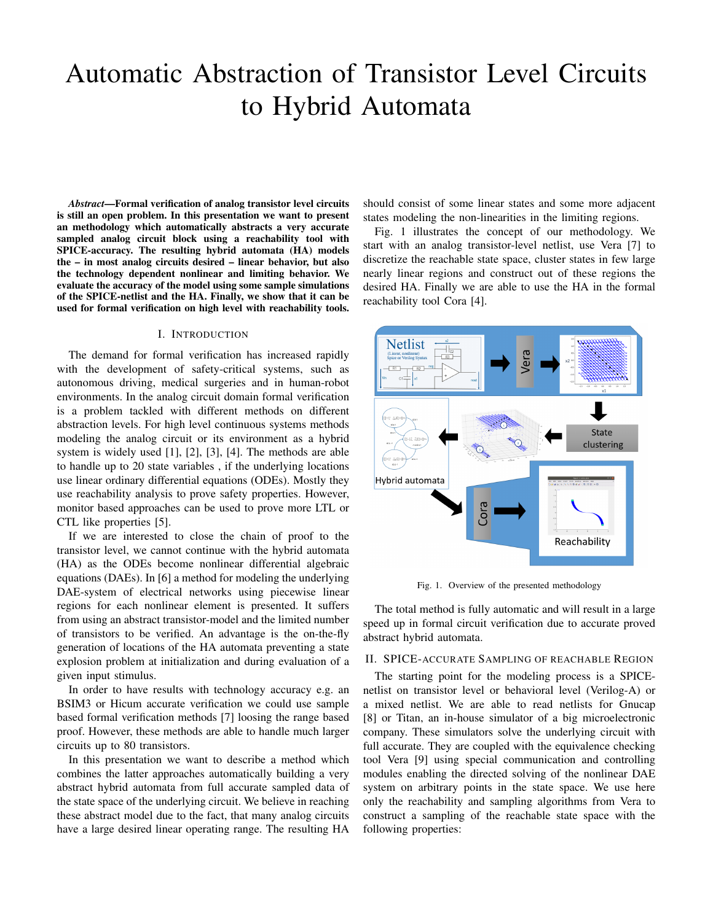# Automatic Abstraction of Transistor Level Circuits to Hybrid Automata

***Abstract*—Formal verification of analog transistor level circuits is still an open problem. In this presentation we want to present an methodology which automatically abstracts a very accurate sampled analog circuit block using a reachability tool with SPICE-accuracy. The resulting hybrid automata (HA) models the – in most analog circuits desired – linear behavior, but also the technology dependent nonlinear and limiting behavior. We evaluate the accuracy of the model using some sample simulations of the SPICE-netlist and the HA. Finally, we show that it can be used for formal verification on high level with reachability tools.**

## I. Introduction

The demand for formal verification has increased rapidly with the development of safety-critical systems, such as autonomous driving, medical surgeries and in human-robot environments. In the analog circuit domain formal verification is a problem tackled with different methods on different abstraction levels. For high level continuous systems methods modeling the analog circuit or its environment as a hybrid system is widely used [1], [2], [3], [4]. The methods are able to handle up to 20 state variables , if the underlying locations use linear ordinary differential equations (ODEs). Mostly they use reachability analysis to prove safety properties. However, monitor based approaches can be used to prove more LTL or CTL like properties [5].

If we are interested to close the chain of proof to the transistor level, we cannot continue with the hybrid automata (HA) as the ODEs become nonlinear differential algebraic equations (DAEs). In [6] a method for modeling the underlying DAE-system of electrical networks using piecewise linear regions for each nonlinear element is presented. It suffers from using an abstract transistor-model and the limited number of transistors to be verified. An advantage is the on-the-fly generation of locations of the HA automata preventing a state explosion problem at initialization and during evaluation of a given input stimulus.

In order to have results with technology accuracy e.g. an BSIM3 or Hicum accurate verification we could use sample based formal verification methods [7] loosing the range based proof. However, these methods are able to handle much larger circuits up to 80 transistors.

In this presentation we want to describe a method which combines the latter approaches automatically building a very abstract hybrid automata from full accurate sampled data of the state space of the underlying circuit. We believe in reaching these abstract model due to the fact, that many analog circuits have a large desired linear operating range. The resulting HA should consist of some linear states and some more adjacent states modeling the non-linearities in the limiting regions.

Fig. 1 illustrates the concept of our methodology. We start with an analog transistor-level netlist, use Vera [7] to discretize the reachable state space, cluster states in few large nearly linear regions and construct out of these regions the desired HA. Finally we are able to use the HA in the formal reachability tool Cora [4].

Fig. 1. Overview of the presented methodology

The total method is fully automatic and will result in a large speed up in formal circuit verification due to accurate proved abstract hybrid automata.

## II. SPICE-accurate Sampling of Reachable Region

The starting point for the modeling process is a SPICE-netlist on transistor level or behavioral level (Verilog-A) or a mixed netlist. We are able to read netlists for Gnucap [8] or Titan, an in-house simulator of a big microelectronic company. These simulators solve the underlying circuit with full accurate. They are coupled with the equivalence checking tool Vera [9] using special communication and controlling modules enabling the directed solving of the nonlinear DAE system on arbitrary points in the state space. We use here only the reachability and sampling algorithms from Vera to construct a sampling of the reachable state space with the following properties: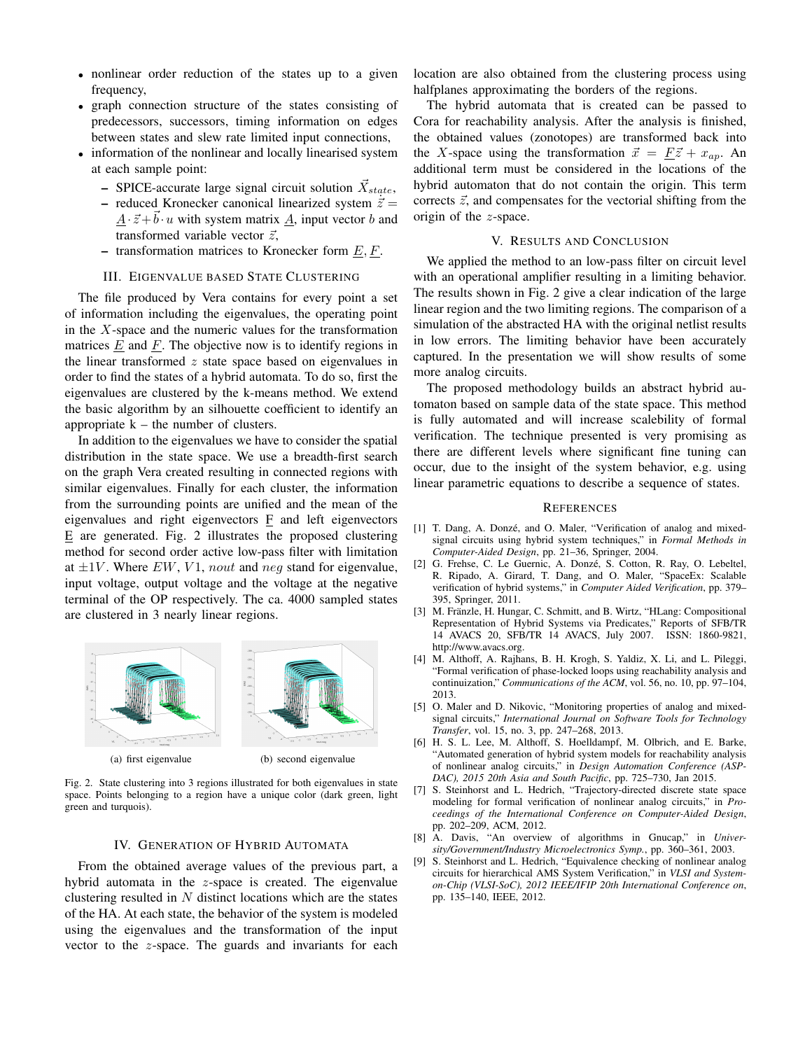- nonlinear order reduction of the states up to a given frequency,
- graph connection structure of the states consisting of predecessors, successors, timing information on edges between states and slew rate limited input connections,
- information of the nonlinear and locally linearised system at each sample point:
  - SPICE-accurate large signal circuit solution $\vec{X}_{state}$,
  - reduced Kronecker canonical linearized system $\vec{z} = \underline{A} \cdot \vec{z} + \vec{b} \cdot u$ with system matrix $\underline{A}$, input vector $b$ and transformed variable vector $\vec{z}$,
  - transformation matrices to Kronecker form $\underline{E}$, $\underline{F}$.

## III. Eigenvalue based State Clustering

The file produced by Vera contains for every point a set of information including the eigenvalues, the operating point in the $X$-space and the numeric values for the transformation matrices $\underline{E}$ and $\underline{F}$. The objective now is to identify regions in the linear transformed $z$ state space based on eigenvalues in order to find the states of a hybrid automata. To do so, first the eigenvalues are clustered by the k-means method. We extend the basic algorithm by an silhouette coefficient to identify an appropriate k – the number of clusters.

In addition to the eigenvalues we have to consider the spatial distribution in the state space. We use a breadth-first search on the graph Vera created resulting in connected regions with similar eigenvalues. Finally for each cluster, the information from the surrounding points are unified and the mean of the eigenvalues and right eigenvectors $\underline{F}$ and left eigenvectors $\underline{E}$ are generated. Fig. 2 illustrates the proposed clustering method for second order active low-pass filter with limitation at $\pm 1V$. Where $EW$, $V1$, $nout$ and $neg$ stand for eigenvalue, input voltage, output voltage and the voltage at the negative terminal of the OP respectively. The ca. 4000 sampled states are clustered in 3 nearly linear regions.

(a) first eigenvalue

(b) second eigenvalue

Fig. 2. State clustering into 3 regions illustrated for both eigenvalues in state space. Points belonging to a region have a unique color (dark green, light green and turquois).

## IV. Generation of Hybrid Automata

From the obtained average values of the previous part, a hybrid automata in the $z$-space is created. The eigenvalue clustering resulted in $N$ distinct locations which are the states of the HA. At each state, the behavior of the system is modeled using the eigenvalues and the transformation of the input vector to the $z$-space. The guards and invariants for each location are also obtained from the clustering process using halfplanes approximating the borders of the regions.

The hybrid automata that is created can be passed to Cora for reachability analysis. After the analysis is finished, the obtained values (zonotopes) are transformed back into the $X$-space using the transformation $\vec{x} = \underline{F}\vec{z} + x_{ap}$. An additional term must be considered in the locations of the hybrid automaton that do not contain the origin. This term corrects $\vec{z}$, and compensates for the vectorial shifting from the origin of the $z$-space.

## V. Results and Conclusion

We applied the method to an low-pass filter on circuit level with an operational amplifier resulting in a limiting behavior. The results shown in Fig. 2 give a clear indication of the large linear region and the two limiting regions. The comparison of a simulation of the abstracted HA with the original netlist results in low errors. The limiting behavior have been accurately captured. In the presentation we will show results of some more analog circuits.

The proposed methodology builds an abstract hybrid automaton based on sample data of the state space. This method is fully automated and will increase scalebility of formal verification. The technique presented is very promising as there are different levels where significant fine tuning can occur, due to the insight of the system behavior, e.g. using linear parametric equations to describe a sequence of states.

## References

[1] T. Dang, A. Donzé, and O. Maler, "Verification of analog and mixed-signal circuits using hybrid system techniques," in *Formal Methods in Computer-Aided Design*, pp. 21–36, Springer, 2004.

[2] G. Frehse, C. Le Guernic, A. Donzé, S. Cotton, R. Ray, O. Lebeltel, R. Ripado, A. Girard, T. Dang, and O. Maler, "SpaceEx: Scalable verification of hybrid systems," in *Computer Aided Verification*, pp. 379–395, Springer, 2011.

[3] M. Fränzle, H. Hungar, C. Schmitt, and B. Wirtz, "HLang: Compositional Representation of Hybrid Systems via Predicates," Reports of SFB/TR 14 AVACS 20, SFB/TR 14 AVACS, July 2007. ISSN: 1860-9821, http://www.avacs.org.

[4] M. Althoff, A. Rajhans, B. H. Krogh, S. Yaldiz, X. Li, and L. Pileggi, "Formal verification of phase-locked loops using reachability analysis and continuization," *Communications of the ACM*, vol. 56, no. 10, pp. 97–104, 2013.

[5] O. Maler and D. Nikovic, "Monitoring properties of analog and mixed-signal circuits," *International Journal on Software Tools for Technology Transfer*, vol. 15, no. 3, pp. 247–268, 2013.

[6] H. S. L. Lee, M. Althoff, S. Hoelldampf, M. Olbrich, and E. Barke, "Automated generation of hybrid system models for reachability analysis of nonlinear analog circuits," in *Design Automation Conference (ASP-DAC), 2015 20th Asia and South Pacific*, pp. 725–730, Jan 2015.

[7] S. Steinhorst and L. Hedrich, "Trajectory-directed discrete state space modeling for formal verification of nonlinear analog circuits," in *Proceedings of the International Conference on Computer-Aided Design*, pp. 202–209, ACM, 2012.

[8] A. Davis, "An overview of algorithms in Gnucap," in *University/Government/Industry Microelectronics Symp.*, pp. 360–361, 2003.

[9] S. Steinhorst and L. Hedrich, "Equivalence checking of nonlinear analog circuits for hierarchical AMS System Verification," in *VLSI and System-on-Chip (VLSI-SoC), 2012 IEEE/IFIP 20th International Conference on*, pp. 135–140, IEEE, 2012.